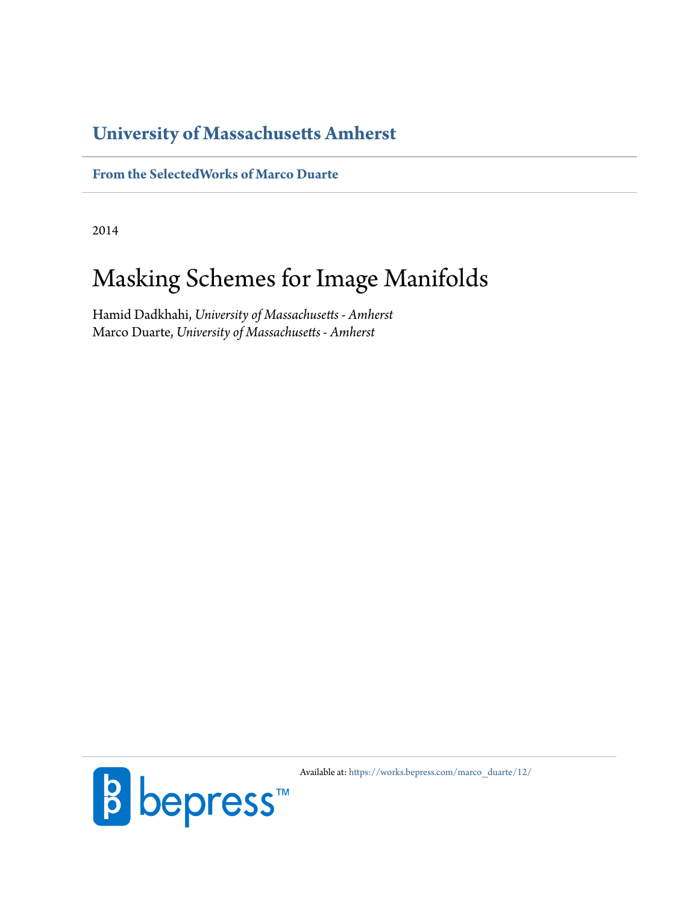**University of Massachusetts Amherst**

**From the SelectedWorks of Marco Duarte**

2014

# Masking Schemes for Image Manifolds

Hamid Dadkhahi, *University of Massachusetts - Amherst*
Marco Duarte, *University of Massachusetts - Amherst*

Available at: https://works.bepress.com/marco_duarte/12/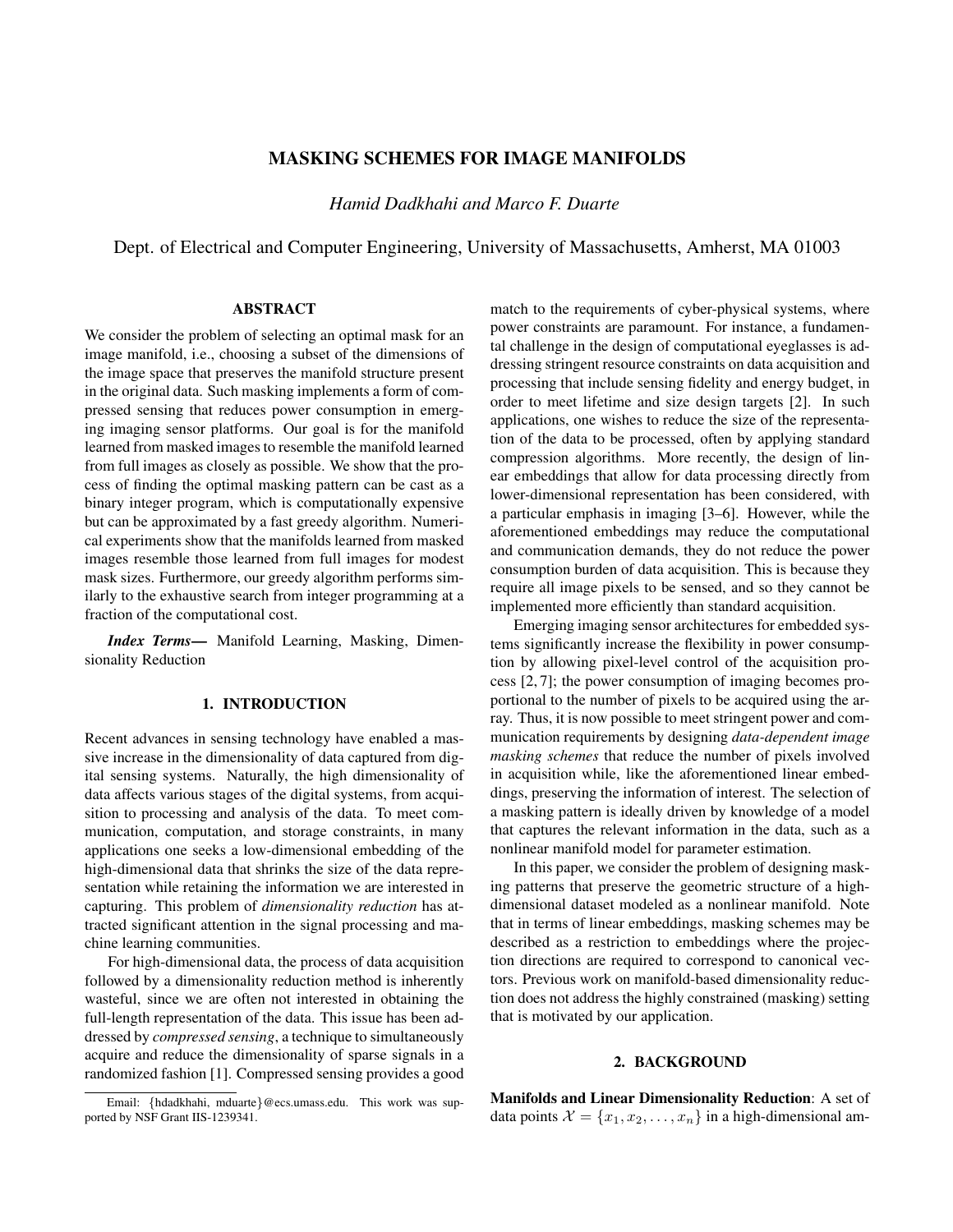# MASKING SCHEMES FOR IMAGE MANIFOLDS

*Hamid Dadkhahi and Marco F. Duarte*

Dept. of Electrical and Computer Engineering, University of Massachusetts, Amherst, MA 01003

## ABSTRACT

We consider the problem of selecting an optimal mask for an image manifold, i.e., choosing a subset of the dimensions of the image space that preserves the manifold structure present in the original data. Such masking implements a form of compressed sensing that reduces power consumption in emerging imaging sensor platforms. Our goal is for the manifold learned from masked images to resemble the manifold learned from full images as closely as possible. We show that the process of finding the optimal masking pattern can be cast as a binary integer program, which is computationally expensive but can be approximated by a fast greedy algorithm. Numerical experiments show that the manifolds learned from masked images resemble those learned from full images for modest mask sizes. Furthermore, our greedy algorithm performs similarly to the exhaustive search from integer programming at a fraction of the computational cost.

***Index Terms*—** Manifold Learning, Masking, Dimensionality Reduction

## 1. INTRODUCTION

Recent advances in sensing technology have enabled a massive increase in the dimensionality of data captured from digital sensing systems. Naturally, the high dimensionality of data affects various stages of the digital systems, from acquisition to processing and analysis of the data. To meet communication, computation, and storage constraints, in many applications one seeks a low-dimensional embedding of the high-dimensional data that shrinks the size of the data representation while retaining the information we are interested in capturing. This problem of *dimensionality reduction* has attracted significant attention in the signal processing and machine learning communities.

For high-dimensional data, the process of data acquisition followed by a dimensionality reduction method is inherently wasteful, since we are often not interested in obtaining the full-length representation of the data. This issue has been addressed by *compressed sensing*, a technique to simultaneously acquire and reduce the dimensionality of sparse signals in a randomized fashion [1]. Compressed sensing provides a good match to the requirements of cyber-physical systems, where power constraints are paramount. For instance, a fundamental challenge in the design of computational eyeglasses is addressing stringent resource constraints on data acquisition and processing that include sensing fidelity and energy budget, in order to meet lifetime and size design targets [2]. In such applications, one wishes to reduce the size of the representation of the data to be processed, often by applying standard compression algorithms. More recently, the design of linear embeddings that allow for data processing directly from lower-dimensional representation has been considered, with a particular emphasis in imaging [3–6]. However, while the aforementioned embeddings may reduce the computational and communication demands, they do not reduce the power consumption burden of data acquisition. This is because they require all image pixels to be sensed, and so they cannot be implemented more efficiently than standard acquisition.

Emerging imaging sensor architectures for embedded systems significantly increase the flexibility in power consumption by allowing pixel-level control of the acquisition process [2, 7]; the power consumption of imaging becomes proportional to the number of pixels to be acquired using the array. Thus, it is now possible to meet stringent power and communication requirements by designing *data-dependent image masking schemes* that reduce the number of pixels involved in acquisition while, like the aforementioned linear embeddings, preserving the information of interest. The selection of a masking pattern is ideally driven by knowledge of a model that captures the relevant information in the data, such as a nonlinear manifold model for parameter estimation.

In this paper, we consider the problem of designing masking patterns that preserve the geometric structure of a high-dimensional dataset modeled as a nonlinear manifold. Note that in terms of linear embeddings, masking schemes may be described as a restriction to embeddings where the projection directions are required to correspond to canonical vectors. Previous work on manifold-based dimensionality reduction does not address the highly constrained (masking) setting that is motivated by our application.

## 2. BACKGROUND

**Manifolds and Linear Dimensionality Reduction**: A set of data points $\mathcal{X} = \{x_1, x_2, \ldots, x_n\}$ in a high-dimensional am-

Email: {hdadkhahi, mduarte}@ecs.umass.edu. This work was supported by NSF Grant IIS-1239341.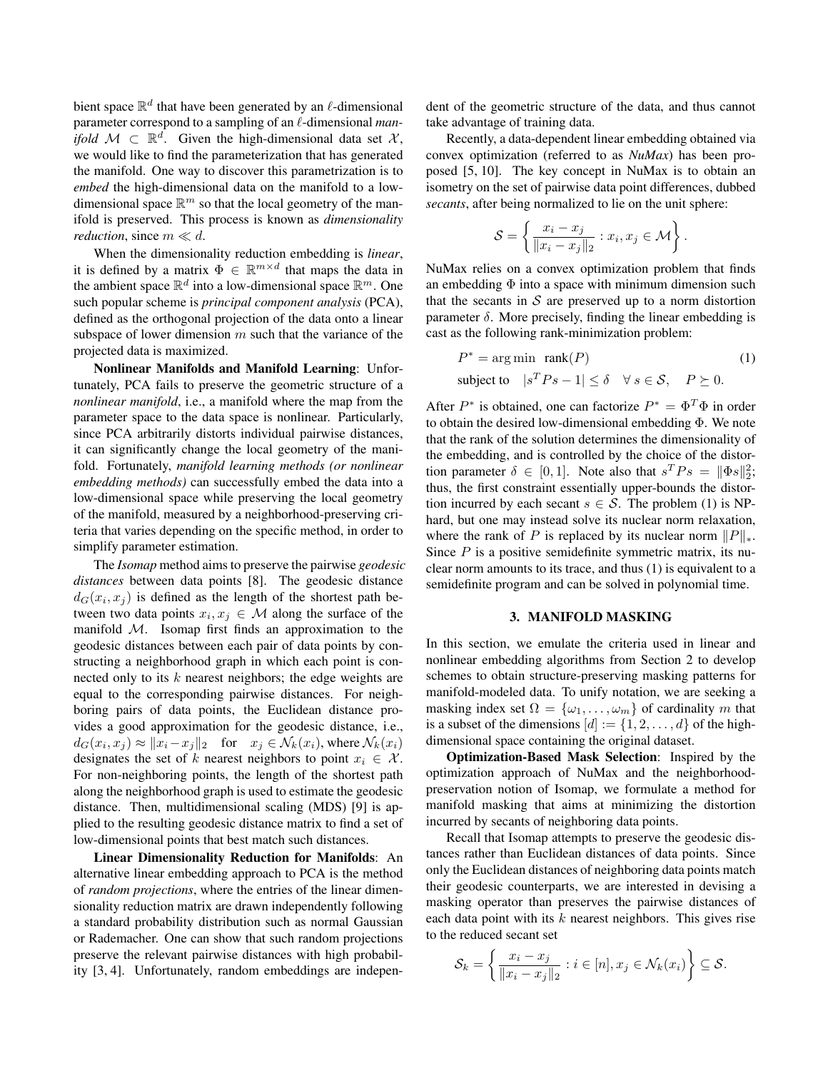bient space $\mathbb{R}^d$ that have been generated by an $\ell$-dimensional parameter correspond to a sampling of an $\ell$-dimensional *manifold* $\mathcal{M} \subset \mathbb{R}^d$. Given the high-dimensional data set $\mathcal{X}$, we would like to find the parameterization that has generated the manifold. One way to discover this parametrization is to *embed* the high-dimensional data on the manifold to a low-dimensional space $\mathbb{R}^m$ so that the local geometry of the manifold is preserved. This process is known as *dimensionality reduction*, since $m \ll d$.

When the dimensionality reduction embedding is *linear*, it is defined by a matrix $\Phi \in \mathbb{R}^{m \times d}$ that maps the data in the ambient space $\mathbb{R}^d$ into a low-dimensional space $\mathbb{R}^m$. One such popular scheme is *principal component analysis* (PCA), defined as the orthogonal projection of the data onto a linear subspace of lower dimension $m$ such that the variance of the projected data is maximized.

**Nonlinear Manifolds and Manifold Learning**: Unfortunately, PCA fails to preserve the geometric structure of a *nonlinear manifold*, i.e., a manifold where the map from the parameter space to the data space is nonlinear. Particularly, since PCA arbitrarily distorts individual pairwise distances, it can significantly change the local geometry of the manifold. Fortunately, *manifold learning methods (or nonlinear embedding methods)* can successfully embed the data into a low-dimensional space while preserving the local geometry of the manifold, measured by a neighborhood-preserving criteria that varies depending on the specific method, in order to simplify parameter estimation.

The *Isomap* method aims to preserve the pairwise *geodesic distances* between data points [8]. The geodesic distance $d_G(x_i, x_j)$ is defined as the length of the shortest path between two data points $x_i, x_j \in \mathcal{M}$ along the surface of the manifold $\mathcal{M}$. Isomap first finds an approximation to the geodesic distances between each pair of data points by constructing a neighborhood graph in which each point is connected only to its $k$ nearest neighbors; the edge weights are equal to the corresponding pairwise distances. For neighboring pairs of data points, the Euclidean distance provides a good approximation for the geodesic distance, i.e., $d_G(x_i, x_j) \approx \|x_i - x_j\|_2 \quad \text{for} \quad x_j \in \mathcal{N}_k(x_i)$, where $\mathcal{N}_k(x_i)$ designates the set of $k$ nearest neighbors to point $x_i \in \mathcal{X}$. For non-neighboring points, the length of the shortest path along the neighborhood graph is used to estimate the geodesic distance. Then, multidimensional scaling (MDS) [9] is applied to the resulting geodesic distance matrix to find a set of low-dimensional points that best match such distances.

**Linear Dimensionality Reduction for Manifolds**: An alternative linear embedding approach to PCA is the method of *random projections*, where the entries of the linear dimensionality reduction matrix are drawn independently following a standard probability distribution such as normal Gaussian or Rademacher. One can show that such random projections preserve the relevant pairwise distances with high probability [3, 4]. Unfortunately, random embeddings are independent of the geometric structure of the data, and thus cannot take advantage of training data.

Recently, a data-dependent linear embedding obtained via convex optimization (referred to as *NuMax*) has been proposed [5, 10]. The key concept in NuMax is to obtain an isometry on the set of pairwise data point differences, dubbed *secants*, after being normalized to lie on the unit sphere:

$$\mathcal{S} = \left\{ \frac{x_i - x_j}{\|x_i - x_j\|_2} : x_i, x_j \in \mathcal{M} \right\}.$$

NuMax relies on a convex optimization problem that finds an embedding $\Phi$ into a space with minimum dimension such that the secants in $\mathcal{S}$ are preserved up to a norm distortion parameter $\delta$. More precisely, finding the linear embedding is cast as the following rank-minimization problem:

$$\begin{aligned} P^* &= \arg\min \ \ \text{rank}(P) \qquad\qquad (1) \\ &\text{subject to} \quad |s^T P s - 1| \leq \delta \quad \forall\, s \in \mathcal{S}, \quad P \succeq 0. \end{aligned}$$

After $P^*$ is obtained, one can factorize $P^* = \Phi^T \Phi$ in order to obtain the desired low-dimensional embedding $\Phi$. We note that the rank of the solution determines the dimensionality of the embedding, and is controlled by the choice of the distortion parameter $\delta \in [0, 1]$. Note also that $s^T P s = \|\Phi s\|_2^2$; thus, the first constraint essentially upper-bounds the distortion incurred by each secant $s \in \mathcal{S}$. The problem (1) is NP-hard, but one may instead solve its nuclear norm relaxation, where the rank of $P$ is replaced by its nuclear norm $\|P\|_*$. Since $P$ is a positive semidefinite symmetric matrix, its nuclear norm amounts to its trace, and thus (1) is equivalent to a semidefinite program and can be solved in polynomial time.

## 3. MANIFOLD MASKING

In this section, we emulate the criteria used in linear and nonlinear embedding algorithms from Section 2 to develop schemes to obtain structure-preserving masking patterns for manifold-modeled data. To unify notation, we are seeking a masking index set $\Omega = \{\omega_1, \ldots, \omega_m\}$ of cardinality $m$ that is a subset of the dimensions $[d] := \{1, 2, \ldots, d\}$ of the high-dimensional space containing the original dataset.

**Optimization-Based Mask Selection**: Inspired by the optimization approach of NuMax and the neighborhood-preservation notion of Isomap, we formulate a method for manifold masking that aims at minimizing the distortion incurred by secants of neighboring data points.

Recall that Isomap attempts to preserve the geodesic distances rather than Euclidean distances of data points. Since only the Euclidean distances of neighboring data points match their geodesic counterparts, we are interested in devising a masking operator than preserves the pairwise distances of each data point with its $k$ nearest neighbors. This gives rise to the reduced secant set

$$\mathcal{S}_k = \left\{ \frac{x_i - x_j}{\|x_i - x_j\|_2} : i \in [n], x_j \in \mathcal{N}_k(x_i) \right\} \subseteq \mathcal{S}.$$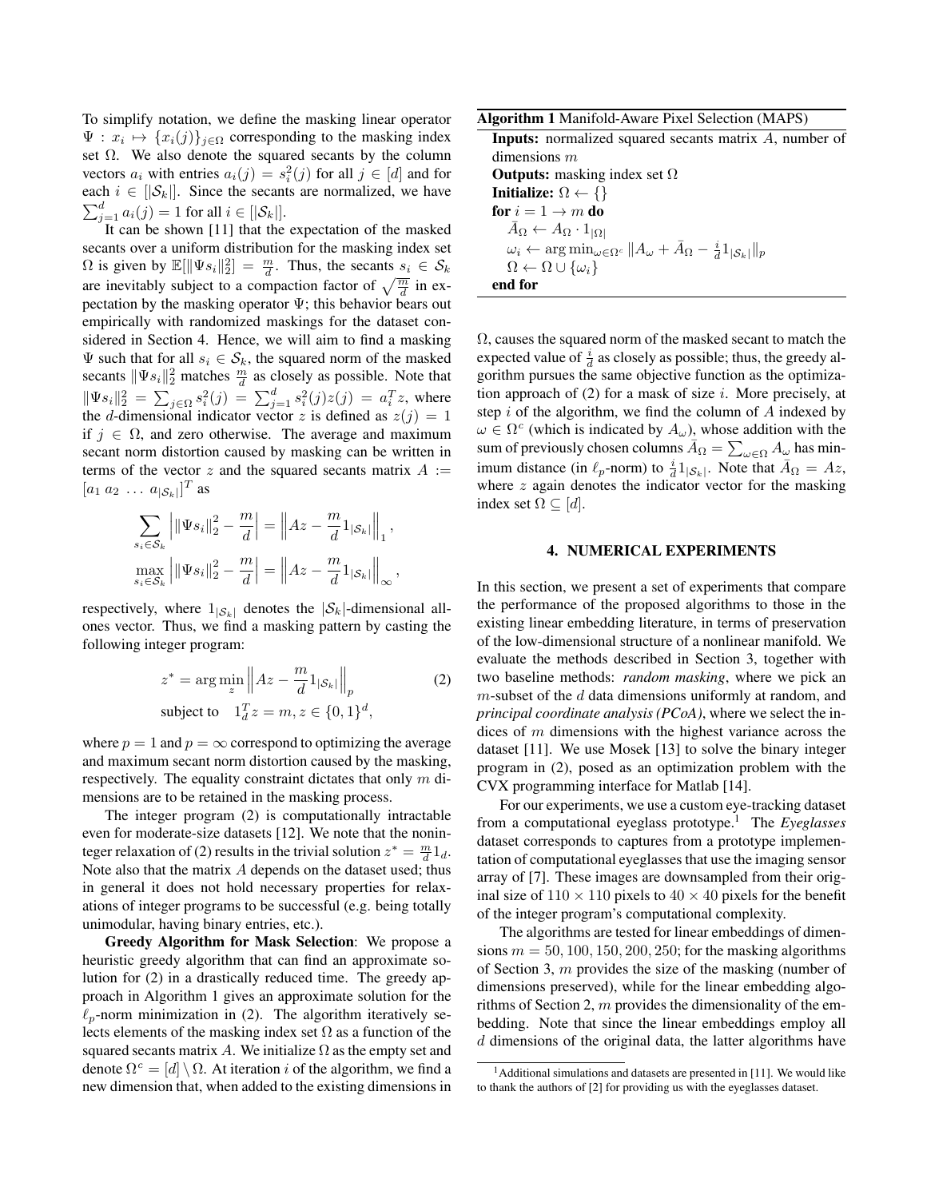To simplify notation, we define the masking linear operator $\Psi : x_i \mapsto \{x_i(j)\}_{j\in\Omega}$ corresponding to the masking index set $\Omega$. We also denote the squared secants by the column vectors $a_i$ with entries $a_i(j) = s_i^2(j)$ for all $j \in [d]$ and for each $i \in [|\mathcal{S}_k|]$. Since the secants are normalized, we have $\sum_{j=1}^{d} a_i(j) = 1$ for all $i \in [|\mathcal{S}_k|]$.

It can be shown [11] that the expectation of the masked secants over a uniform distribution for the masking index set $\Omega$ is given by $\mathbb{E}[\|\Psi s_i\|_2^2] = \frac{m}{d}$. Thus, the secants $s_i \in \mathcal{S}_k$ are inevitably subject to a compaction factor of $\sqrt{\frac{m}{d}}$ in expectation by the masking operator $\Psi$; this behavior bears out empirically with randomized maskings for the dataset considered in Section 4. Hence, we will aim to find a masking $\Psi$ such that for all $s_i \in \mathcal{S}_k$, the squared norm of the masked secants $\|\Psi s_i\|_2^2$ matches $\frac{m}{d}$ as closely as possible. Note that $\|\Psi s_i\|_2^2 = \sum_{j\in\Omega} s_i^2(j) = \sum_{j=1}^{d} s_i^2(j)z(j) = a_i^T z$, where the $d$-dimensional indicator vector $z$ is defined as $z(j) = 1$ if $j \in \Omega$, and zero otherwise. The average and maximum secant norm distortion caused by masking can be written in terms of the vector $z$ and the squared secants matrix $A := [a_1\ a_2\ \ldots\ a_{|\mathcal{S}_k|}]^T$ as

$$\sum_{s_i\in\mathcal{S}_k} \left| \|\Psi s_i\|_2^2 - \frac{m}{d} \right| = \left\| Az - \frac{m}{d} 1_{|\mathcal{S}_k|} \right\|_1,$$

$$\max_{s_i\in\mathcal{S}_k} \left| \|\Psi s_i\|_2^2 - \frac{m}{d} \right| = \left\| Az - \frac{m}{d} 1_{|\mathcal{S}_k|} \right\|_\infty,$$

respectively, where $1_{|\mathcal{S}_k|}$ denotes the $|\mathcal{S}_k|$-dimensional all-ones vector. Thus, we find a masking pattern by casting the following integer program:

$$z^* = \arg\min_z \left\| Az - \frac{m}{d} 1_{|\mathcal{S}_k|} \right\|_p \qquad (2)$$
$$\text{subject to} \quad 1_d^T z = m, z \in \{0,1\}^d,$$

where $p = 1$ and $p = \infty$ correspond to optimizing the average and maximum secant norm distortion caused by the masking, respectively. The equality constraint dictates that only $m$ dimensions are to be retained in the masking process.

The integer program (2) is computationally intractable even for moderate-size datasets [12]. We note that the noninteger relaxation of (2) results in the trivial solution $z^* = \frac{m}{d} 1_d$. Note also that the matrix $A$ depends on the dataset used; thus in general it does not hold necessary properties for relaxations of integer programs to be successful (e.g. being totally unimodular, having binary entries, etc.).

**Greedy Algorithm for Mask Selection**: We propose a heuristic greedy algorithm that can find an approximate solution for (2) in a drastically reduced time. The greedy approach in Algorithm 1 gives an approximate solution for the $\ell_p$-norm minimization in (2). The algorithm iteratively selects elements of the masking index set $\Omega$ as a function of the squared secants matrix $A$. We initialize $\Omega$ as the empty set and denote $\Omega^c = [d] \setminus \Omega$. At iteration $i$ of the algorithm, we find a new dimension that, when added to the existing dimensions in $\Omega$, causes the squared norm of the masked secant to match the expected value of $\frac{i}{d}$ as closely as possible; thus, the greedy algorithm pursues the same objective function as the optimization approach of (2) for a mask of size $i$. More precisely, at step $i$ of the algorithm, we find the column of $A$ indexed by $\omega \in \Omega^c$ (which is indicated by $A_\omega$), whose addition with the sum of previously chosen columns $\bar{A}_\Omega = \sum_{\omega\in\Omega} A_\omega$ has minimum distance (in $\ell_p$-norm) to $\frac{i}{d} 1_{|\mathcal{S}_k|}$. Note that $\bar{A}_\Omega = Az$, where $z$ again denotes the indicator vector for the masking index set $\Omega \subseteq [d]$.

**Algorithm 1** Manifold-Aware Pixel Selection (MAPS)

**Inputs:** normalized squared secants matrix $A$, number of dimensions $m$
**Outputs:** masking index set $\Omega$
**Initialize:** $\Omega \leftarrow \{\}$
**for** $i = 1 \to m$ **do**
  $\bar{A}_\Omega \leftarrow A_\Omega \cdot 1_{|\Omega|}$
  $\omega_i \leftarrow \arg\min_{\omega\in\Omega^c} \|A_\omega + \bar{A}_\Omega - \frac{i}{d} 1_{|\mathcal{S}_k|}\|_p$
  $\Omega \leftarrow \Omega \cup \{\omega_i\}$
**end for**

## 4. NUMERICAL EXPERIMENTS

In this section, we present a set of experiments that compare the performance of the proposed algorithms to those in the existing linear embedding literature, in terms of preservation of the low-dimensional structure of a nonlinear manifold. We evaluate the methods described in Section 3, together with two baseline methods: *random masking*, where we pick an $m$-subset of the $d$ data dimensions uniformly at random, and *principal coordinate analysis (PCoA)*, where we select the indices of $m$ dimensions with the highest variance across the dataset [11]. We use Mosek [13] to solve the binary integer program in (2), posed as an optimization problem with the CVX programming interface for Matlab [14].

For our experiments, we use a custom eye-tracking dataset from a computational eyeglass prototype.[1] The *Eyeglasses* dataset corresponds to captures from a prototype implementation of computational eyeglasses that use the imaging sensor array of [7]. These images are downsampled from their original size of $110 \times 110$ pixels to $40 \times 40$ pixels for the benefit of the integer program's computational complexity.

The algorithms are tested for linear embeddings of dimensions $m = 50, 100, 150, 200, 250$; for the masking algorithms of Section 3, $m$ provides the size of the masking (number of dimensions preserved), while for the linear embedding algorithms of Section 2, $m$ provides the dimensionality of the embedding. Note that since the linear embeddings employ all $d$ dimensions of the original data, the latter algorithms have

[1]Additional simulations and datasets are presented in [11]. We would like to thank the authors of [2] for providing us with the eyeglasses dataset.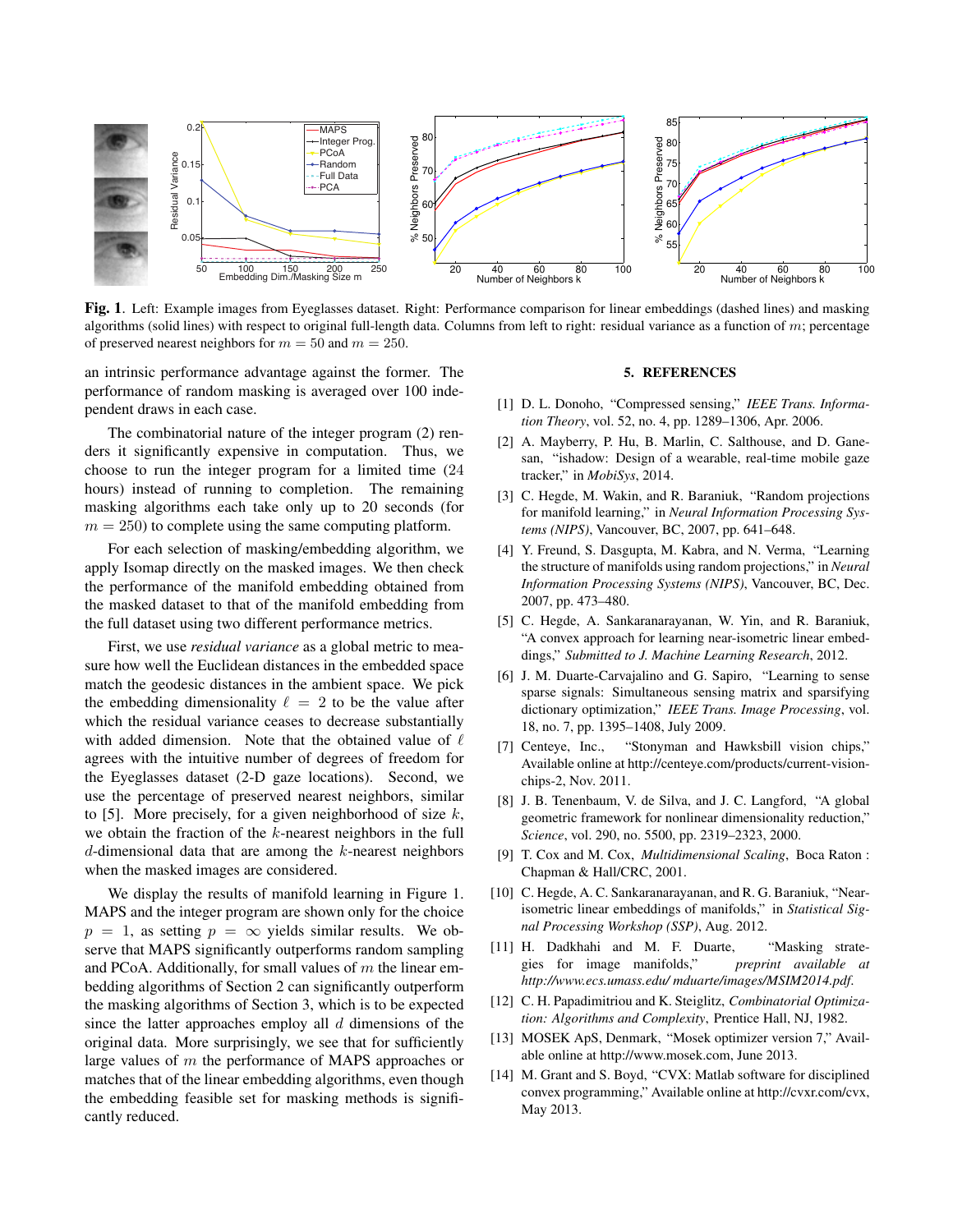Residual Variance

0.2

0.15

0.1

0.05

50 100 150 200 250

Embedding Dim./Masking Size m

MAPS

Integer Prog.

PCoA

Random

Full Data

PCA

% Neighbors Preserved

80

70

60

50

20 40 60 80 100

Number of Neighbors k

% Neighbors Preserved

85

80

75

70

65

60

55

20 40 60 80 100

Number of Neighbors k

**Fig. 1**. Left: Example images from Eyeglasses dataset. Right: Performance comparison for linear embeddings (dashed lines) and masking algorithms (solid lines) with respect to original full-length data. Columns from left to right: residual variance as a function of $m$; percentage of preserved nearest neighbors for $m = 50$ and $m = 250$.

an intrinsic performance advantage against the former. The performance of random masking is averaged over 100 independent draws in each case.

The combinatorial nature of the integer program (2) renders it significantly expensive in computation. Thus, we choose to run the integer program for a limited time (24 hours) instead of running to completion. The remaining masking algorithms each take only up to 20 seconds (for $m = 250$) to complete using the same computing platform.

For each selection of masking/embedding algorithm, we apply Isomap directly on the masked images. We then check the performance of the manifold embedding obtained from the masked dataset to that of the manifold embedding from the full dataset using two different performance metrics.

First, we use *residual variance* as a global metric to measure how well the Euclidean distances in the embedded space match the geodesic distances in the ambient space. We pick the embedding dimensionality $\ell = 2$ to be the value after which the residual variance ceases to decrease substantially with added dimension. Note that the obtained value of $\ell$ agrees with the intuitive number of degrees of freedom for the Eyeglasses dataset (2-D gaze locations). Second, we use the percentage of preserved nearest neighbors, similar to [5]. More precisely, for a given neighborhood of size $k$, we obtain the fraction of the $k$-nearest neighbors in the full $d$-dimensional data that are among the $k$-nearest neighbors when the masked images are considered.

We display the results of manifold learning in Figure 1. MAPS and the integer program are shown only for the choice $p = 1$, as setting $p = \infty$ yields similar results. We observe that MAPS significantly outperforms random sampling and PCoA. Additionally, for small values of $m$ the linear embedding algorithms of Section 2 can significantly outperform the masking algorithms of Section 3, which is to be expected since the latter approaches employ all $d$ dimensions of the original data. More surprisingly, we see that for sufficiently large values of $m$ the performance of MAPS approaches or matches that of the linear embedding algorithms, even though the embedding feasible set for masking methods is significantly reduced.

## 5. REFERENCES

[1] D. L. Donoho, "Compressed sensing," *IEEE Trans. Information Theory*, vol. 52, no. 4, pp. 1289–1306, Apr. 2006.

[2] A. Mayberry, P. Hu, B. Marlin, C. Salthouse, and D. Ganesan, "ishadow: Design of a wearable, real-time mobile gaze tracker," in *MobiSys*, 2014.

[3] C. Hegde, M. Wakin, and R. Baraniuk, "Random projections for manifold learning," in *Neural Information Processing Systems (NIPS)*, Vancouver, BC, 2007, pp. 641–648.

[4] Y. Freund, S. Dasgupta, M. Kabra, and N. Verma, "Learning the structure of manifolds using random projections," in *Neural Information Processing Systems (NIPS)*, Vancouver, BC, Dec. 2007, pp. 473–480.

[5] C. Hegde, A. Sankaranarayanan, W. Yin, and R. Baraniuk, "A convex approach for learning near-isometric linear embeddings," *Submitted to J. Machine Learning Research*, 2012.

[6] J. M. Duarte-Carvajalino and G. Sapiro, "Learning to sense sparse signals: Simultaneous sensing matrix and sparsifying dictionary optimization," *IEEE Trans. Image Processing*, vol. 18, no. 7, pp. 1395–1408, July 2009.

[7] Centeye, Inc., "Stonyman and Hawksbill vision chips," Available online at http://centeye.com/products/current-vision-chips-2, Nov. 2011.

[8] J. B. Tenenbaum, V. de Silva, and J. C. Langford, "A global geometric framework for nonlinear dimensionality reduction," *Science*, vol. 290, no. 5500, pp. 2319–2323, 2000.

[9] T. Cox and M. Cox, *Multidimensional Scaling*, Boca Raton : Chapman & Hall/CRC, 2001.

[10] C. Hegde, A. C. Sankaranarayanan, and R. G. Baraniuk, "Near-isometric linear embeddings of manifolds," in *Statistical Signal Processing Workshop (SSP)*, Aug. 2012.

[11] H. Dadkhahi and M. F. Duarte, "Masking strategies for image manifolds," *preprint available at http://www.ecs.umass.edu/ mduarte/images/MSIM2014.pdf*.

[12] C. H. Papadimitriou and K. Steiglitz, *Combinatorial Optimization: Algorithms and Complexity*, Prentice Hall, NJ, 1982.

[13] MOSEK ApS, Denmark, "Mosek optimizer version 7," Available online at http://www.mosek.com, June 2013.

[14] M. Grant and S. Boyd, "CVX: Matlab software for disciplined convex programming," Available online at http://cvxr.com/cvx, May 2013.